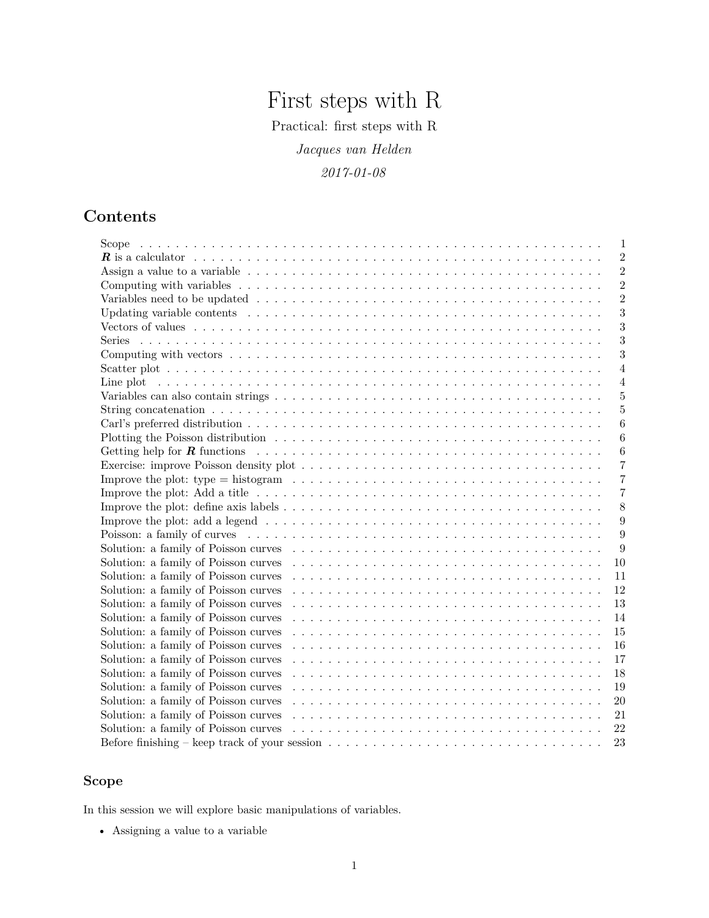# First steps with R

Practical: first steps with R

*Jacques van Helden*

*2017-01-08*

## Contents

- Scope . . . 1
- ***R*** is a calculator . . . 2
- Assign a value to a variable . . . 2
- Computing with variables . . . 2
- Variables need to be updated . . . 2
- Updating variable contents . . . 3
- Vectors of values . . . 3
- Series . . . 3
- Computing with vectors . . . 3
- Scatter plot . . . 4
- Line plot . . . 4
- Variables can also contain strings . . . 5
- String concatenation . . . 5
- Carl's preferred distribution . . . 6
- Plotting the Poisson distribution . . . 6
- Getting help for ***R*** functions . . . 6
- Exercise: improve Poisson density plot . . . 7
- Improve the plot: type = histogram . . . 7
- Improve the plot: Add a title . . . 7
- Improve the plot: define axis labels . . . 8
- Improve the plot: add a legend . . . 9
- Poisson: a family of curves . . . 9
- Solution: a family of Poisson curves . . . 9
- Solution: a family of Poisson curves . . . 10
- Solution: a family of Poisson curves . . . 11
- Solution: a family of Poisson curves . . . 12
- Solution: a family of Poisson curves . . . 13
- Solution: a family of Poisson curves . . . 14
- Solution: a family of Poisson curves . . . 15
- Solution: a family of Poisson curves . . . 16
- Solution: a family of Poisson curves . . . 17
- Solution: a family of Poisson curves . . . 18
- Solution: a family of Poisson curves . . . 19
- Solution: a family of Poisson curves . . . 20
- Solution: a family of Poisson curves . . . 21
- Solution: a family of Poisson curves . . . 22
- Before finishing – keep track of your session . . . 23

### Scope

In this session we will explore basic manipulations of variables.

- Assigning a value to a variable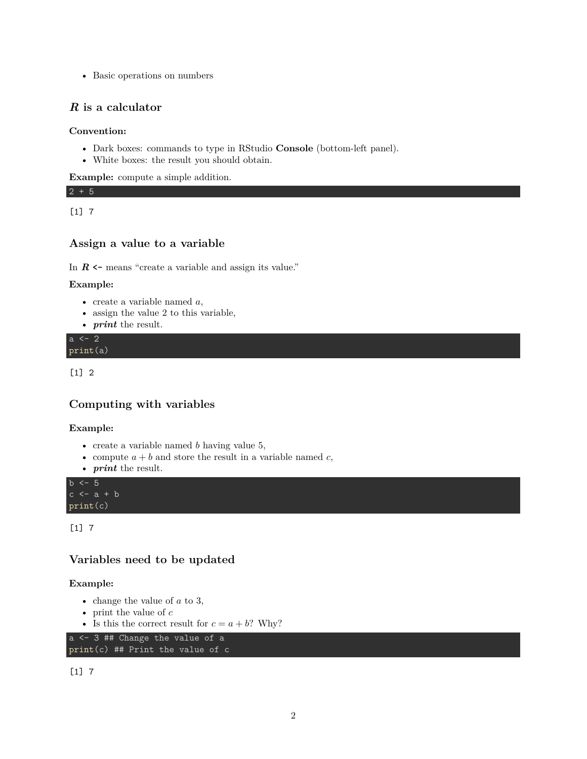- Basic operations on numbers

### ***R*** is a calculator

**Convention:**

- Dark boxes: commands to type in RStudio **Console** (bottom-left panel).
- White boxes: the result you should obtain.

**Example:** compute a simple addition.

```
2 + 5
```

```
[1] 7
```

### Assign a value to a variable

In ***R*** **<-** means "create a variable and assign its value."

**Example:**

- create a variable named $a$,
- assign the value 2 to this variable,
- ***print*** the result.

```
a <- 2
print(a)
```

```
[1] 2
```

### Computing with variables

**Example:**

- create a variable named $b$ having value 5,
- compute $a + b$ and store the result in a variable named $c$,
- ***print*** the result.

```
b <- 5
c <- a + b
print(c)
```

```
[1] 7
```

### Variables need to be updated

**Example:**

- change the value of $a$ to 3,
- print the value of $c$
- Is this the correct result for $c = a + b$? Why?

```
a <- 3 ## Change the value of a
print(c) ## Print the value of c
```

```
[1] 7
```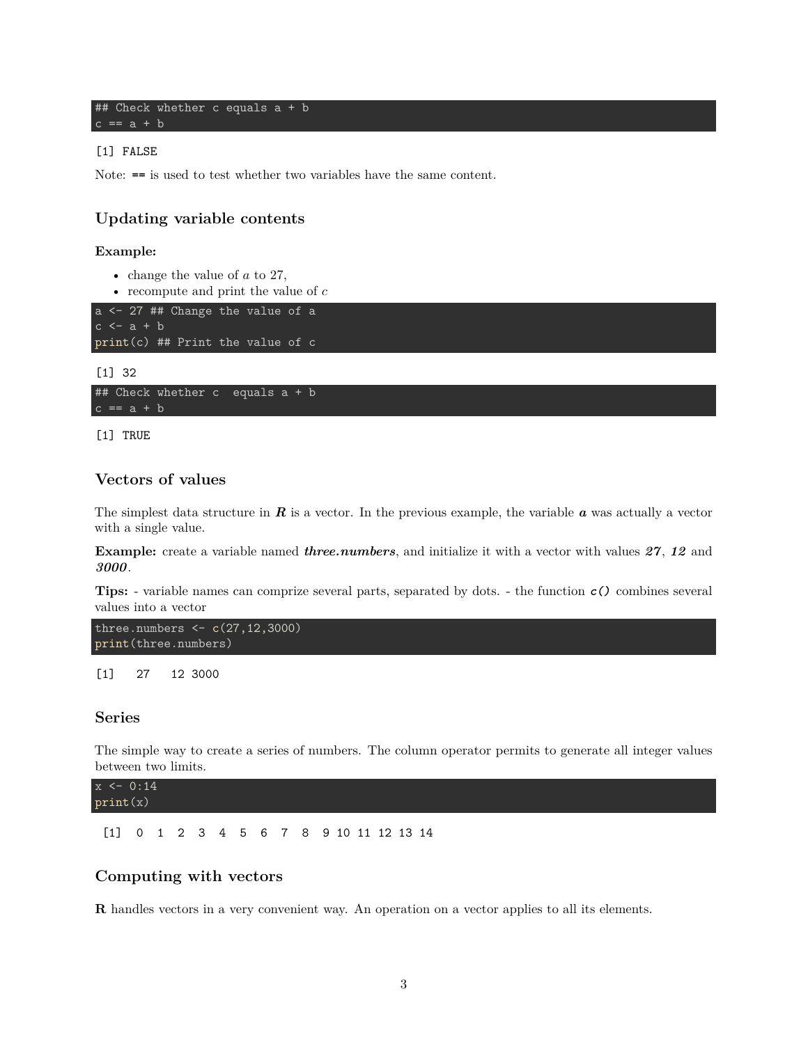```
## Check whether c equals a + b
c == a + b
```

```
[1] FALSE
```

Note: `==` is used to test whether two variables have the same content.

### Updating variable contents

**Example:**

- change the value of *a* to 27,
- recompute and print the value of *c*

```
a <- 27 ## Change the value of a
c <- a + b
print(c) ## Print the value of c
```

```
[1] 32
```

```
## Check whether c  equals a + b
c == a + b
```

```
[1] TRUE
```

### Vectors of values

The simplest data structure in ***R*** is a vector. In the previous example, the variable ***a*** was actually a vector with a single value.

**Example:** create a variable named ***three.numbers***, and initialize it with a vector with values ***27***, ***12*** and ***3000***.

**Tips:** - variable names can comprize several parts, separated by dots. - the function `c()` combines several values into a vector

```
three.numbers <- c(27,12,3000)
print(three.numbers)
```

```
[1]   27   12 3000
```

### Series

The simple way to create a series of numbers. The column operator permits to generate all integer values between two limits.

```
x <- 0:14
print(x)
```

```
 [1]  0  1  2  3  4  5  6  7  8  9 10 11 12 13 14
```

### Computing with vectors

**R** handles vectors in a very convenient way. An operation on a vector applies to all its elements.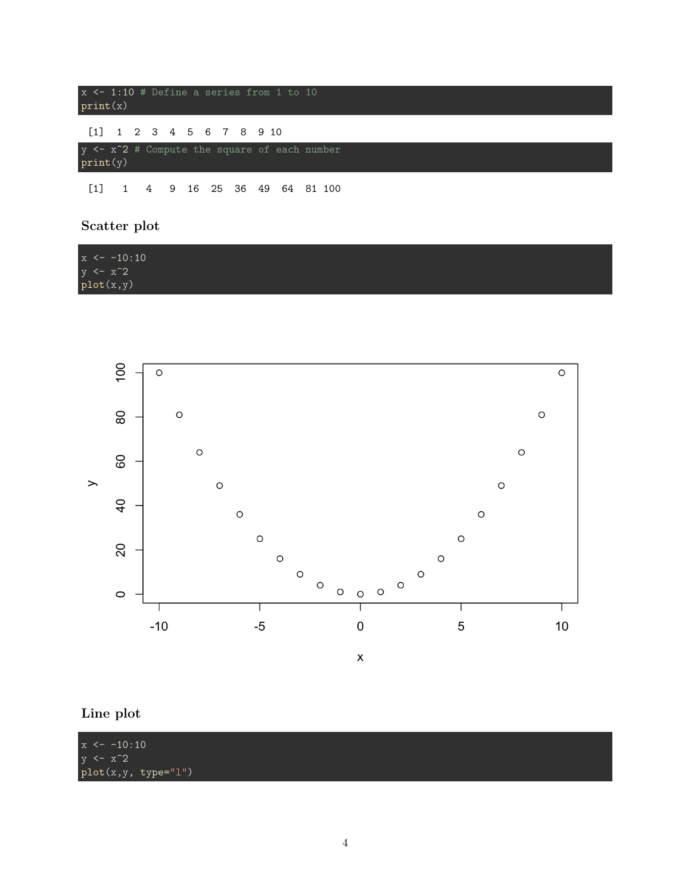```r
x <- 1:10 # Define a series from 1 to 10
print(x)
```

```
 [1]  1  2  3  4  5  6  7  8  9 10
```

```r
y <- x^2 # Compute the square of each number
print(y)
```

```
 [1]   1   4   9  16  25  36  49  64  81 100
```

### Scatter plot

```r
x <- -10:10
y <- x^2
plot(x,y)
```

### Line plot

```r
x <- -10:10
y <- x^2
plot(x,y, type="l")
```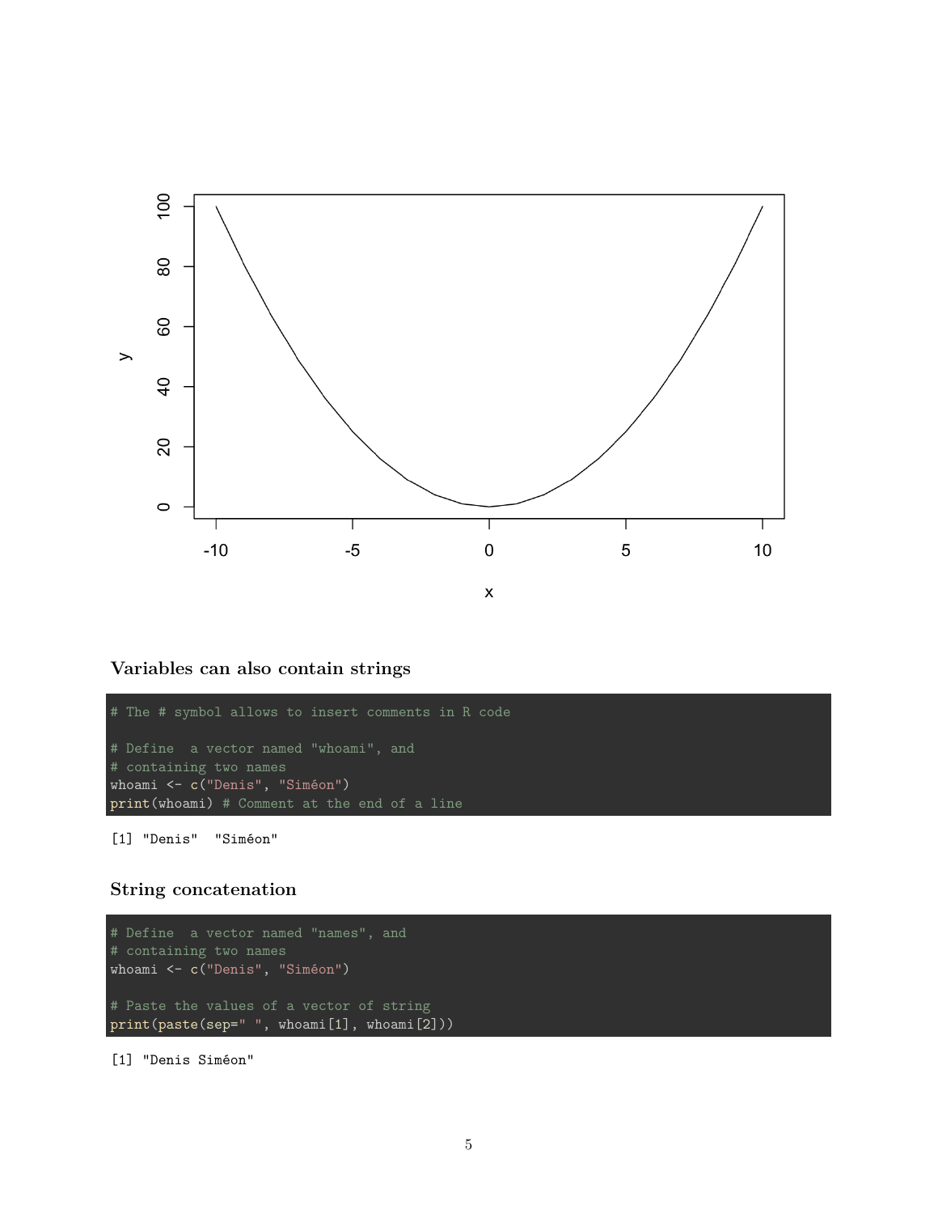### Variables can also contain strings

```
# The # symbol allows to insert comments in R code

# Define  a vector named "whoami", and
# containing two names
whoami <- c("Denis", "Siméon")
print(whoami) # Comment at the end of a line
```

```
[1] "Denis"  "Siméon"
```

### String concatenation

```
# Define  a vector named "names", and
# containing two names
whoami <- c("Denis", "Siméon")

# Paste the values of a vector of string
print(paste(sep=" ", whoami[1], whoami[2]))
```

```
[1] "Denis Siméon"
```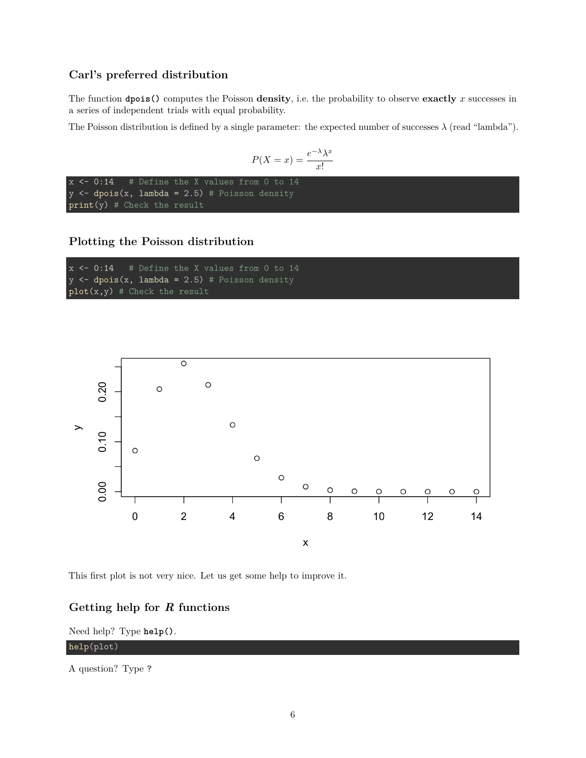### Carl's preferred distribution

The function **`dpois()`** computes the Poisson **density**, i.e. the probability to observe **exactly** $x$ successes in a series of independent trials with equal probability.

The Poisson distribution is defined by a single parameter: the expected number of successes $\lambda$ (read "lambda").

$$P(X = x) = \frac{e^{-\lambda}\lambda^x}{x!}$$

```
x <- 0:14   # Define the X values from 0 to 14
y <- dpois(x, lambda = 2.5) # Poisson density
print(y) # Check the result
```

### Plotting the Poisson distribution

```
x <- 0:14   # Define the X values from 0 to 14
y <- dpois(x, lambda = 2.5) # Poisson density
plot(x,y) # Check the result
```

This first plot is not very nice. Let us get some help to improve it.

### Getting help for *R* functions

Need help? Type **`help()`**.

```
help(plot)
```

A question? Type `?`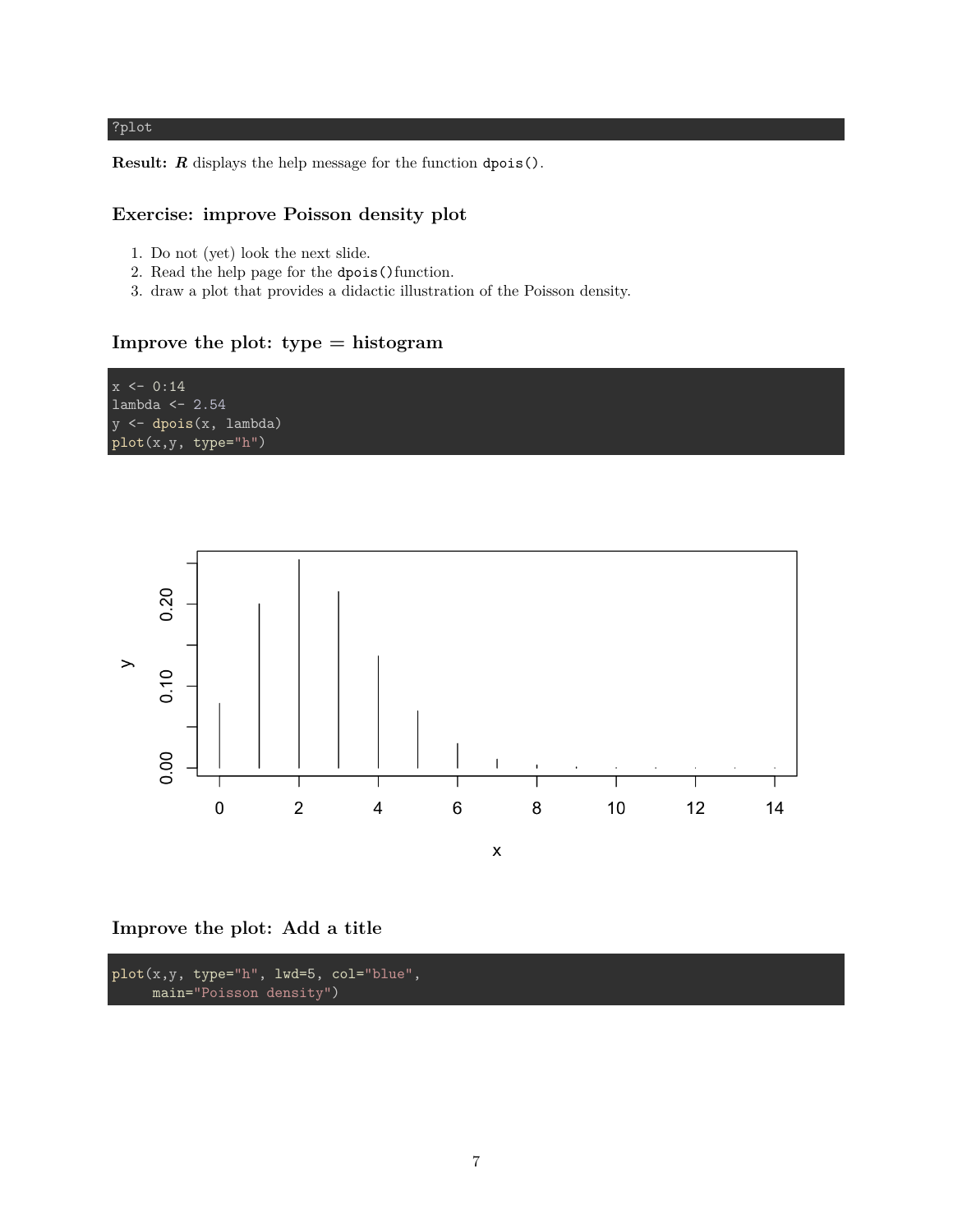```
?plot
```

**Result:** ***R*** displays the help message for the function `dpois()`.

### Exercise: improve Poisson density plot

1. Do not (yet) look the next slide.
2. Read the help page for the `dpois()`function.
3. draw a plot that provides a didactic illustration of the Poisson density.

### Improve the plot: type = histogram

```
x <- 0:14
lambda <- 2.54
y <- dpois(x, lambda)
plot(x,y, type="h")
```

### Improve the plot: Add a title

```
plot(x,y, type="h", lwd=5, col="blue",
     main="Poisson density")
```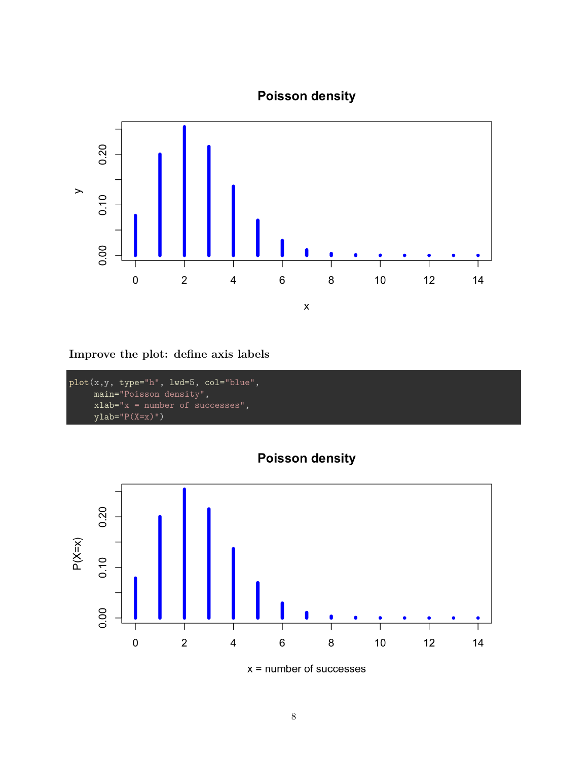**Improve the plot: define axis labels**

```
plot(x,y, type="h", lwd=5, col="blue",
     main="Poisson density",
     xlab="x = number of successes",
     ylab="P(X=x)")
```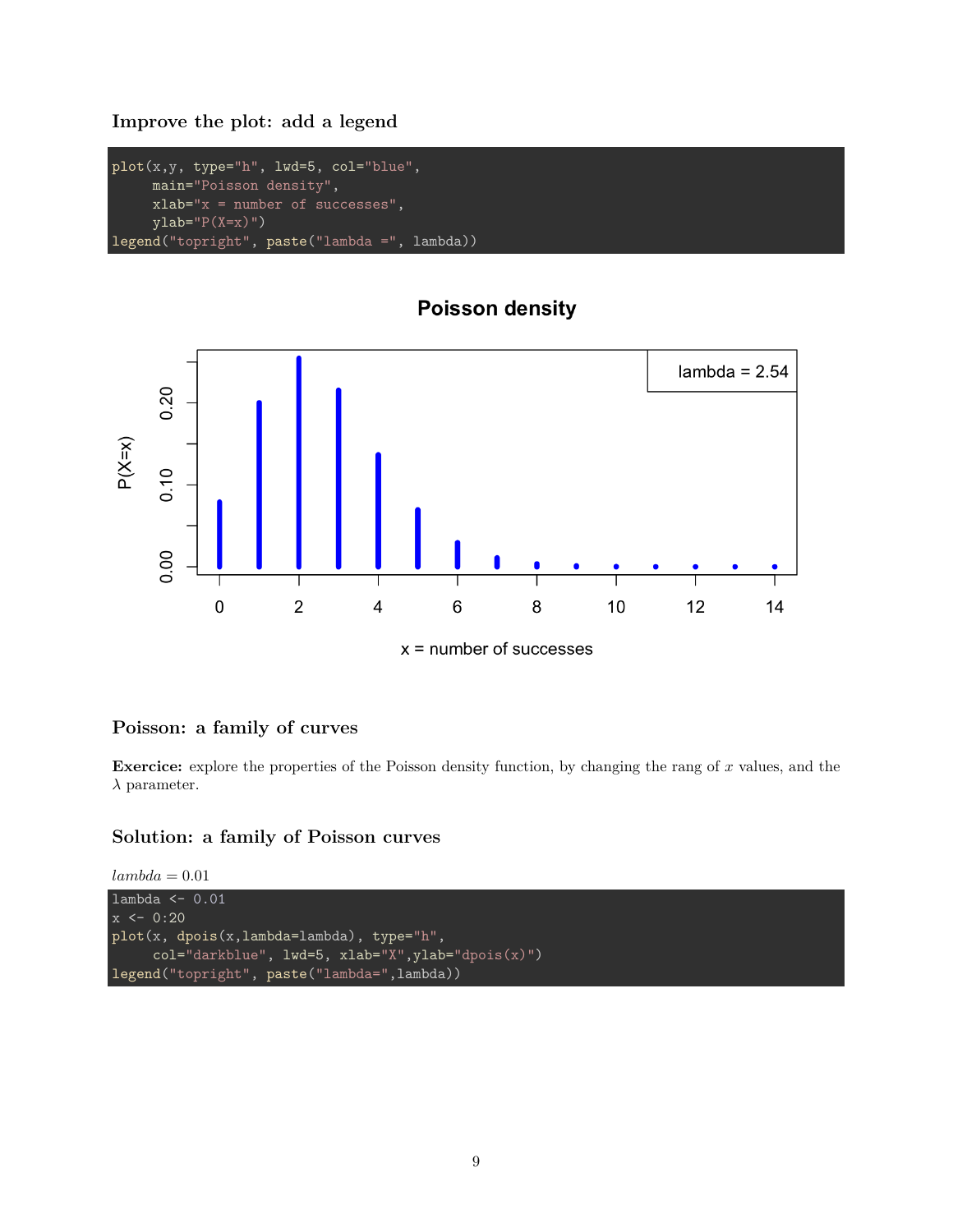### Improve the plot: add a legend

```
plot(x,y, type="h", lwd=5, col="blue",
     main="Poisson density",
     xlab="x = number of successes",
     ylab="P(X=x)")
legend("topright", paste("lambda =", lambda))
```

### Poisson: a family of curves

**Exercice:** explore the properties of the Poisson density function, by changing the rang of $x$ values, and the $\lambda$ parameter.

### Solution: a family of Poisson curves

$lambda = 0.01$

```
lambda <- 0.01
x <- 0:20
plot(x, dpois(x,lambda=lambda), type="h",
     col="darkblue", lwd=5, xlab="X",ylab="dpois(x)")
legend("topright", paste("lambda=",lambda))
```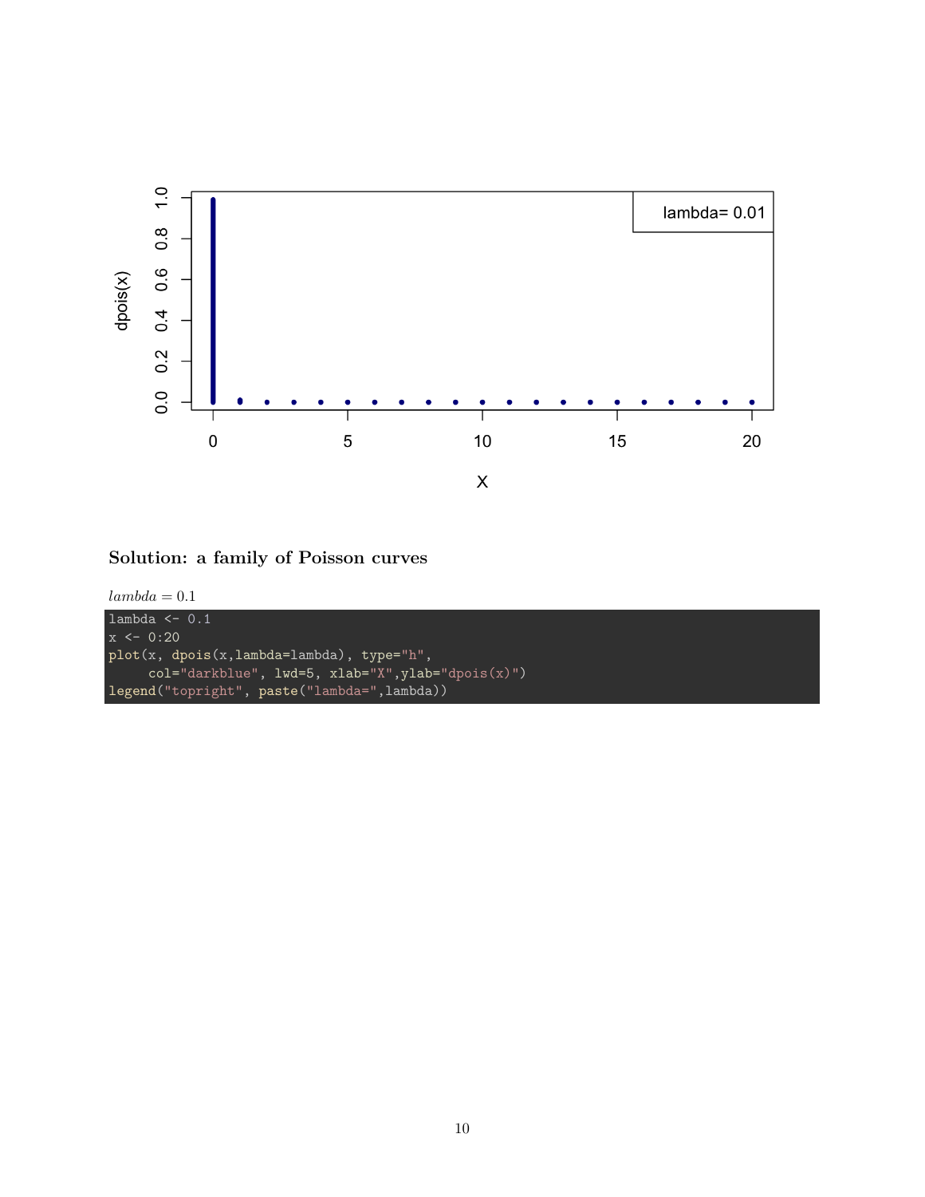### Solution: a family of Poisson curves

$lambda = 0.1$

```
lambda <- 0.1
x <- 0:20
plot(x, dpois(x,lambda=lambda), type="h",
     col="darkblue", lwd=5, xlab="X",ylab="dpois(x)")
legend("topright", paste("lambda=",lambda))
```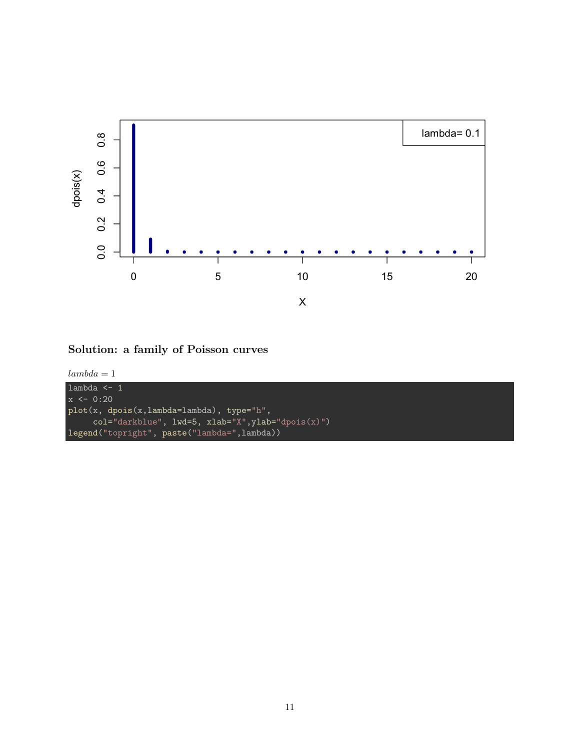### Solution: a family of Poisson curves

$lambda = 1$

```
lambda <- 1
x <- 0:20
plot(x, dpois(x,lambda=lambda), type="h",
     col="darkblue", lwd=5, xlab="X",ylab="dpois(x)")
legend("topright", paste("lambda=",lambda))
```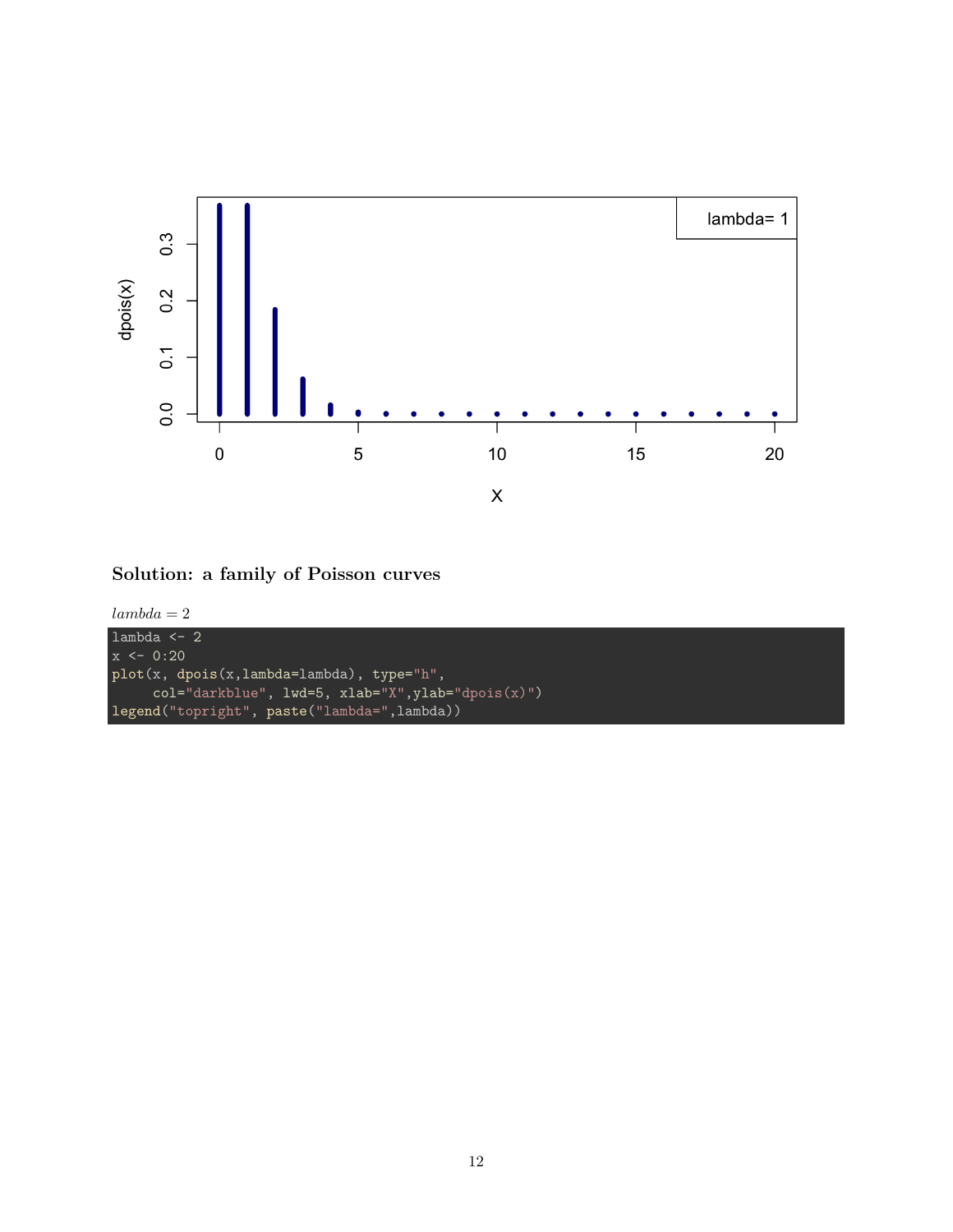### Solution: a family of Poisson curves

$lambda = 2$

```
lambda <- 2
x <- 0:20
plot(x, dpois(x,lambda=lambda), type="h",
     col="darkblue", lwd=5, xlab="X",ylab="dpois(x)")
legend("topright", paste("lambda=",lambda))
```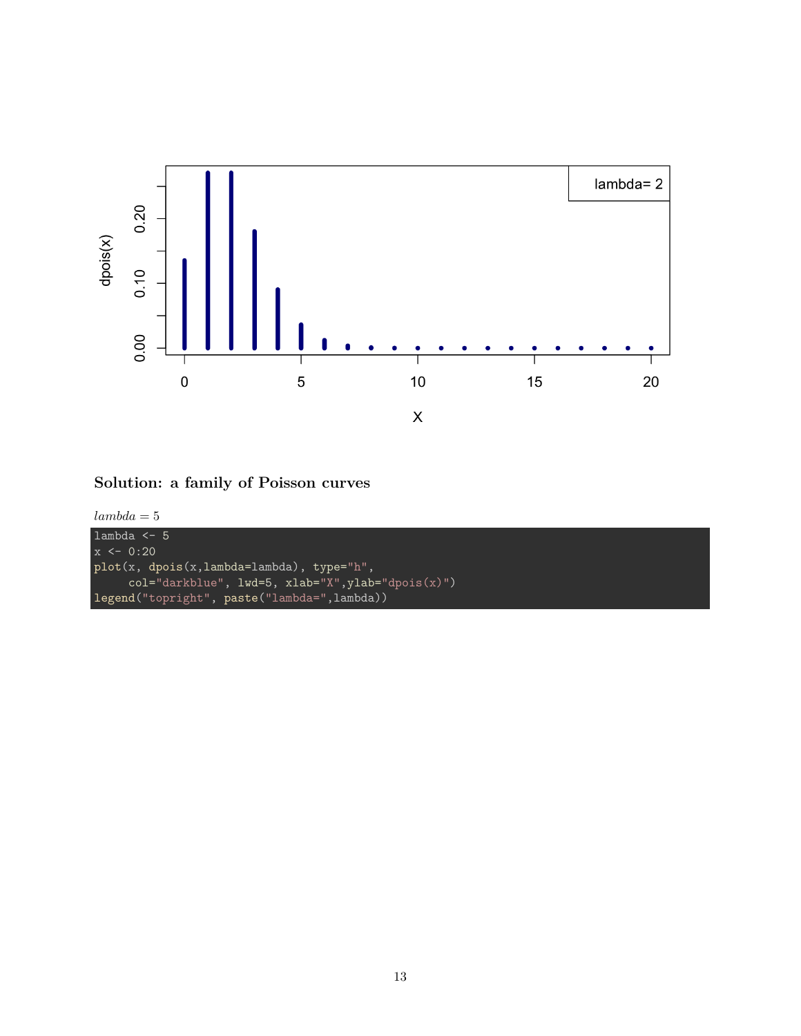### Solution: a family of Poisson curves

$lambda = 5$

```
lambda <- 5
x <- 0:20
plot(x, dpois(x,lambda=lambda), type="h",
     col="darkblue", lwd=5, xlab="X",ylab="dpois(x)")
legend("topright", paste("lambda=",lambda))
```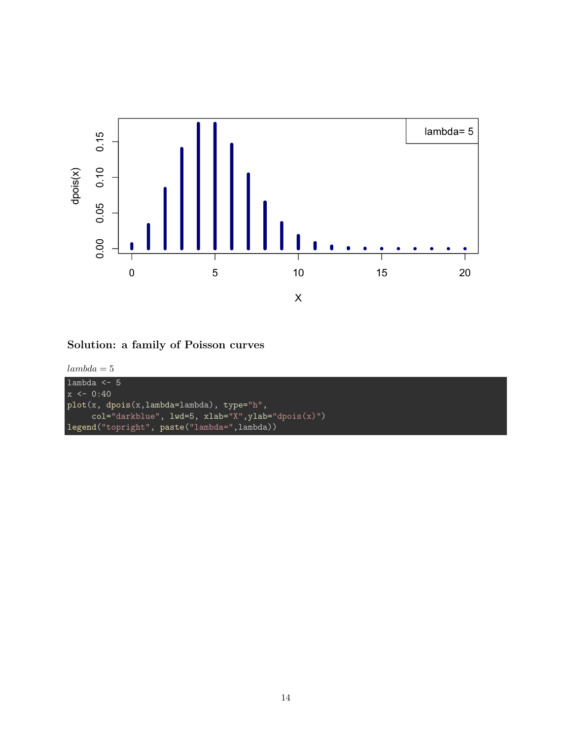### Solution: a family of Poisson curves

$lambda = 5$

```
lambda <- 5
x <- 0:40
plot(x, dpois(x,lambda=lambda), type="h",
     col="darkblue", lwd=5, xlab="X",ylab="dpois(x)")
legend("topright", paste("lambda=",lambda))
```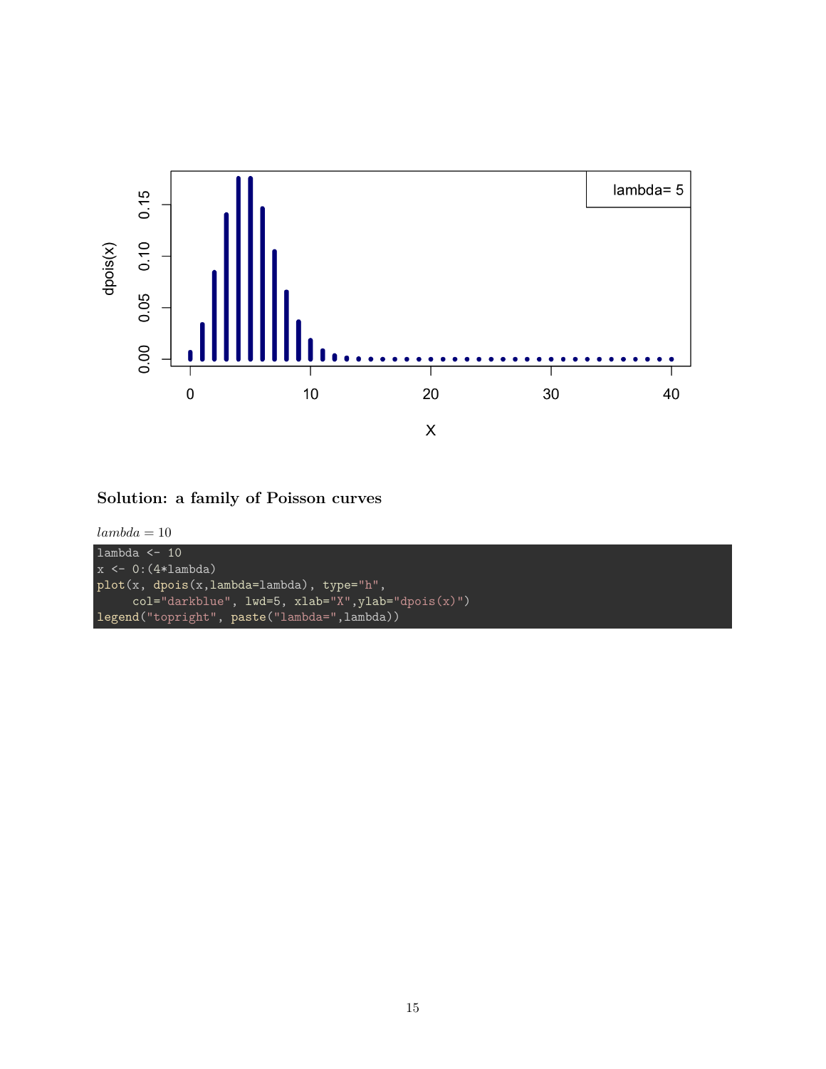### Solution: a family of Poisson curves

$lambda = 10$

```
lambda <- 10
x <- 0:(4*lambda)
plot(x, dpois(x,lambda=lambda), type="h",
     col="darkblue", lwd=5, xlab="X",ylab="dpois(x)")
legend("topright", paste("lambda=",lambda))
```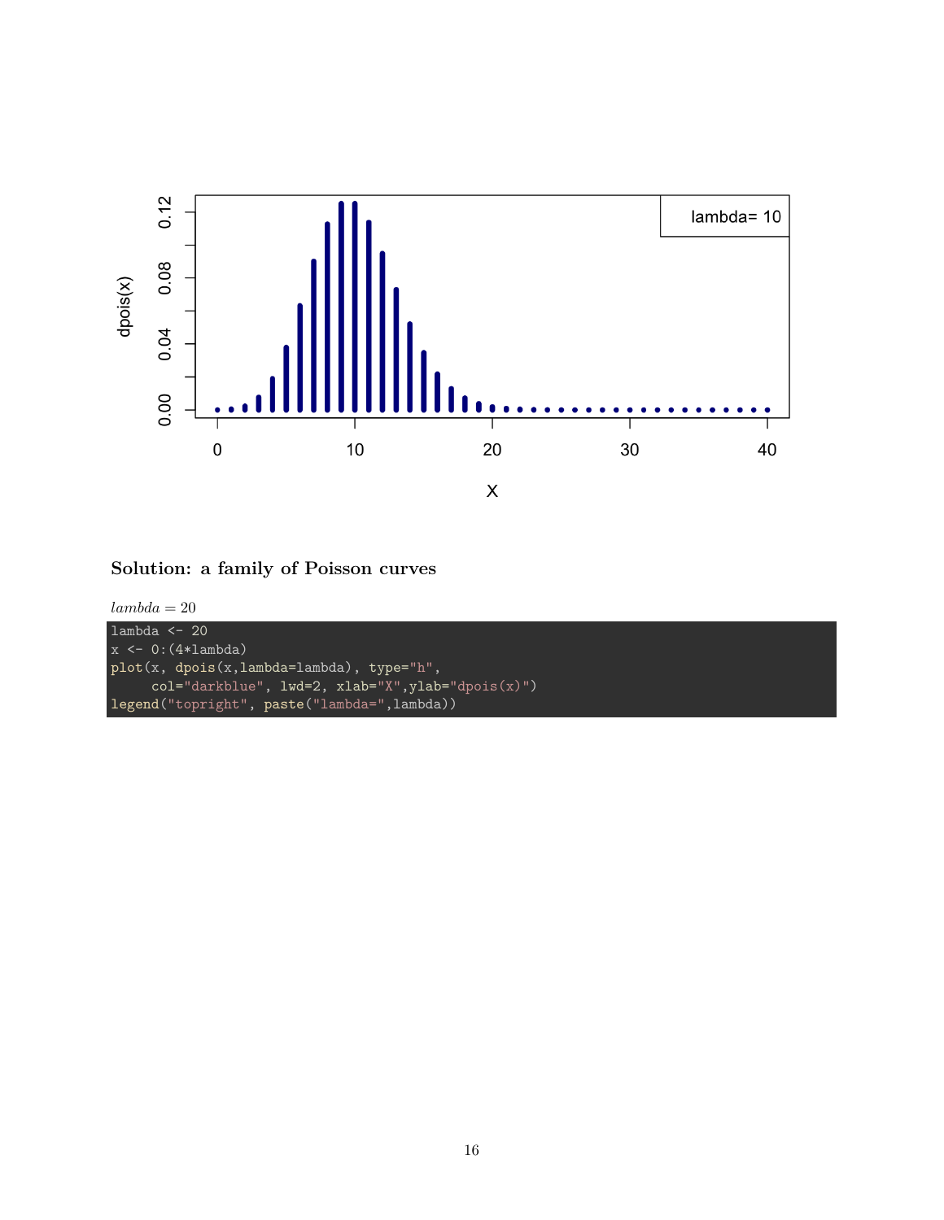### Solution: a family of Poisson curves

$lambda = 20$

```
lambda <- 20
x <- 0:(4*lambda)
plot(x, dpois(x,lambda=lambda), type="h",
     col="darkblue", lwd=2, xlab="X",ylab="dpois(x)")
legend("topright", paste("lambda=",lambda))
```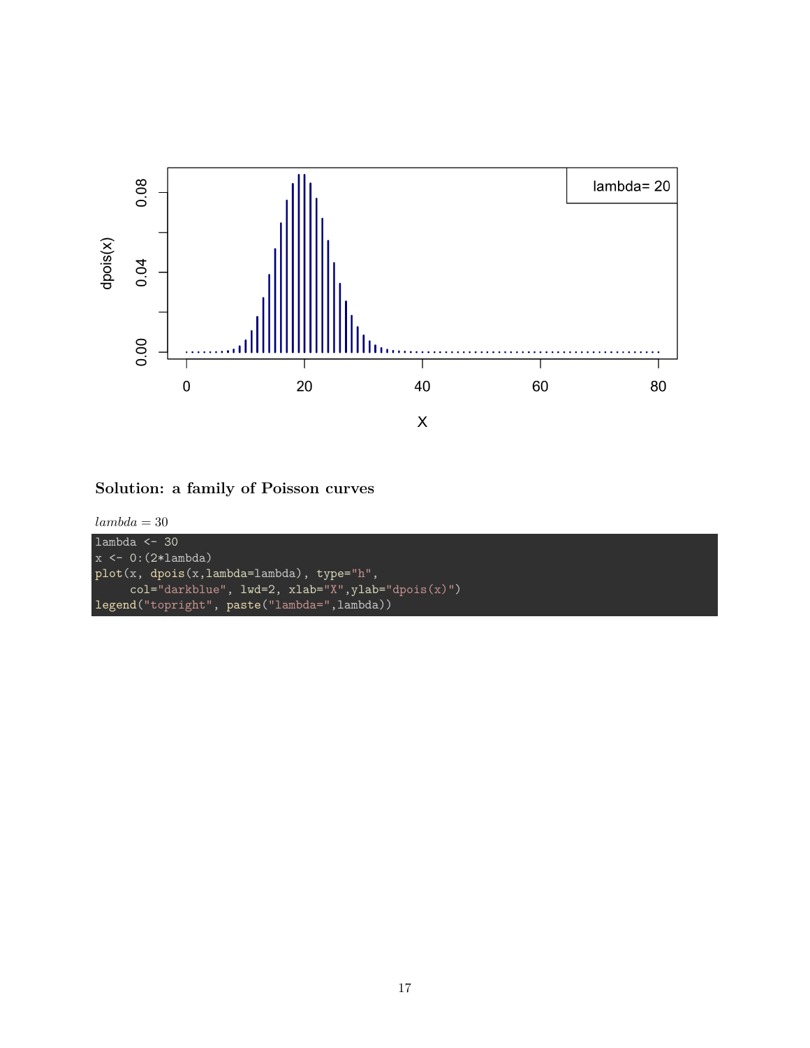### Solution: a family of Poisson curves

$lambda = 30$

```
lambda <- 30
x <- 0:(2*lambda)
plot(x, dpois(x,lambda=lambda), type="h",
     col="darkblue", lwd=2, xlab="X",ylab="dpois(x)")
legend("topright", paste("lambda=",lambda))
```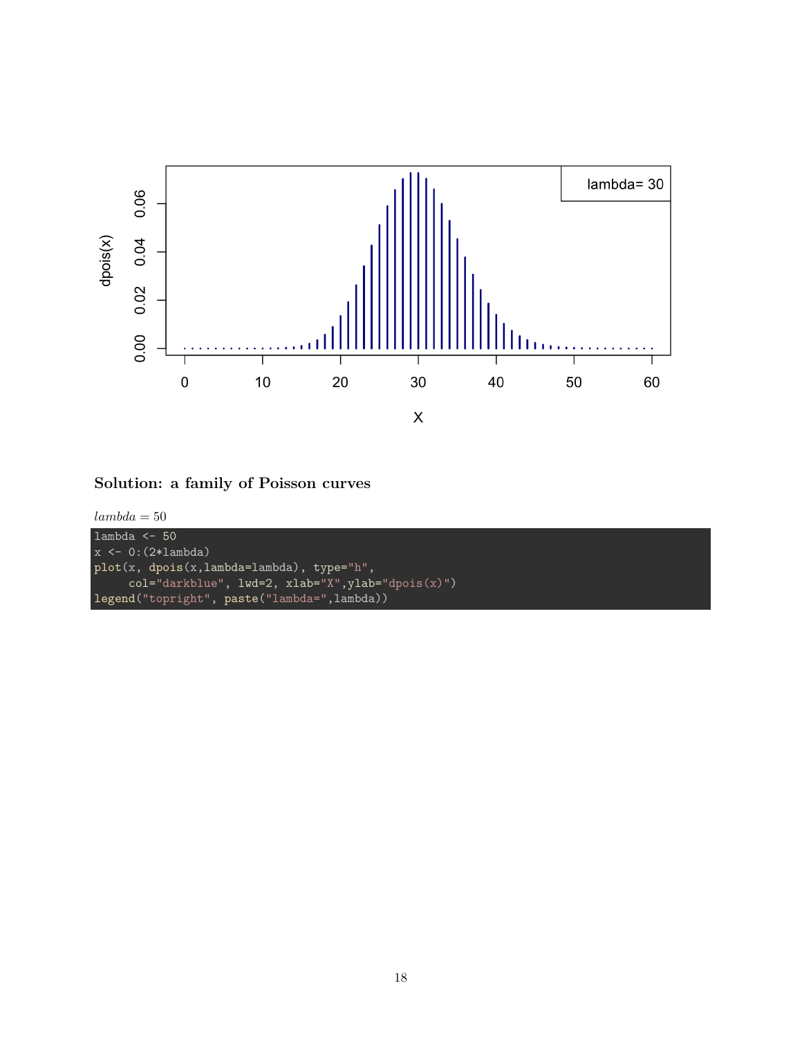### Solution: a family of Poisson curves

$lambda = 50$

```
lambda <- 50
x <- 0:(2*lambda)
plot(x, dpois(x,lambda=lambda), type="h",
     col="darkblue", lwd=2, xlab="X",ylab="dpois(x)")
legend("topright", paste("lambda=",lambda))
```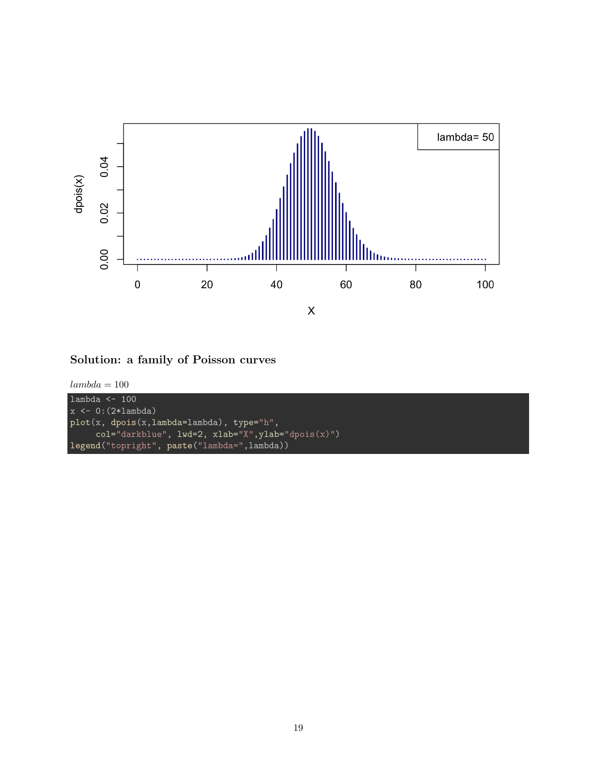### Solution: a family of Poisson curves

$lambda = 100$

```
lambda <- 100
x <- 0:(2*lambda)
plot(x, dpois(x,lambda=lambda), type="h",
     col="darkblue", lwd=2, xlab="X",ylab="dpois(x)")
legend("topright", paste("lambda=",lambda))
```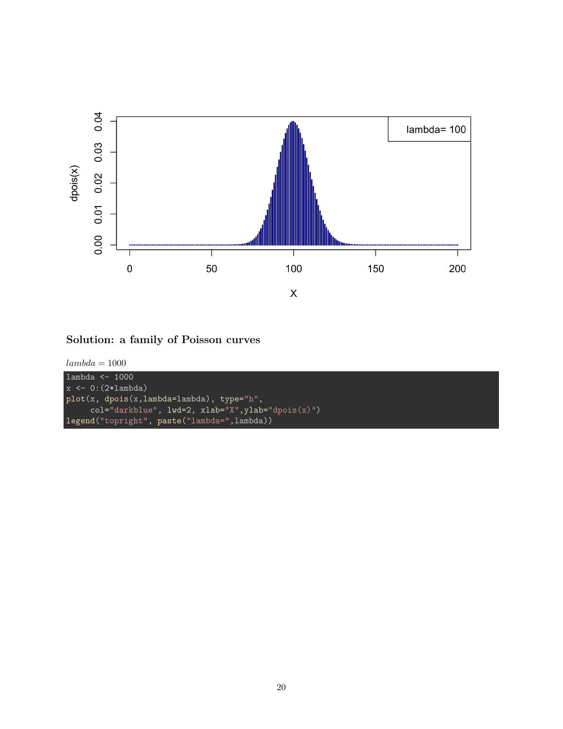### Solution: a family of Poisson curves

$lambda = 1000$

```
lambda <- 1000
x <- 0:(2*lambda)
plot(x, dpois(x,lambda=lambda), type="h",
     col="darkblue", lwd=2, xlab="X",ylab="dpois(x)")
legend("topright", paste("lambda=",lambda))
```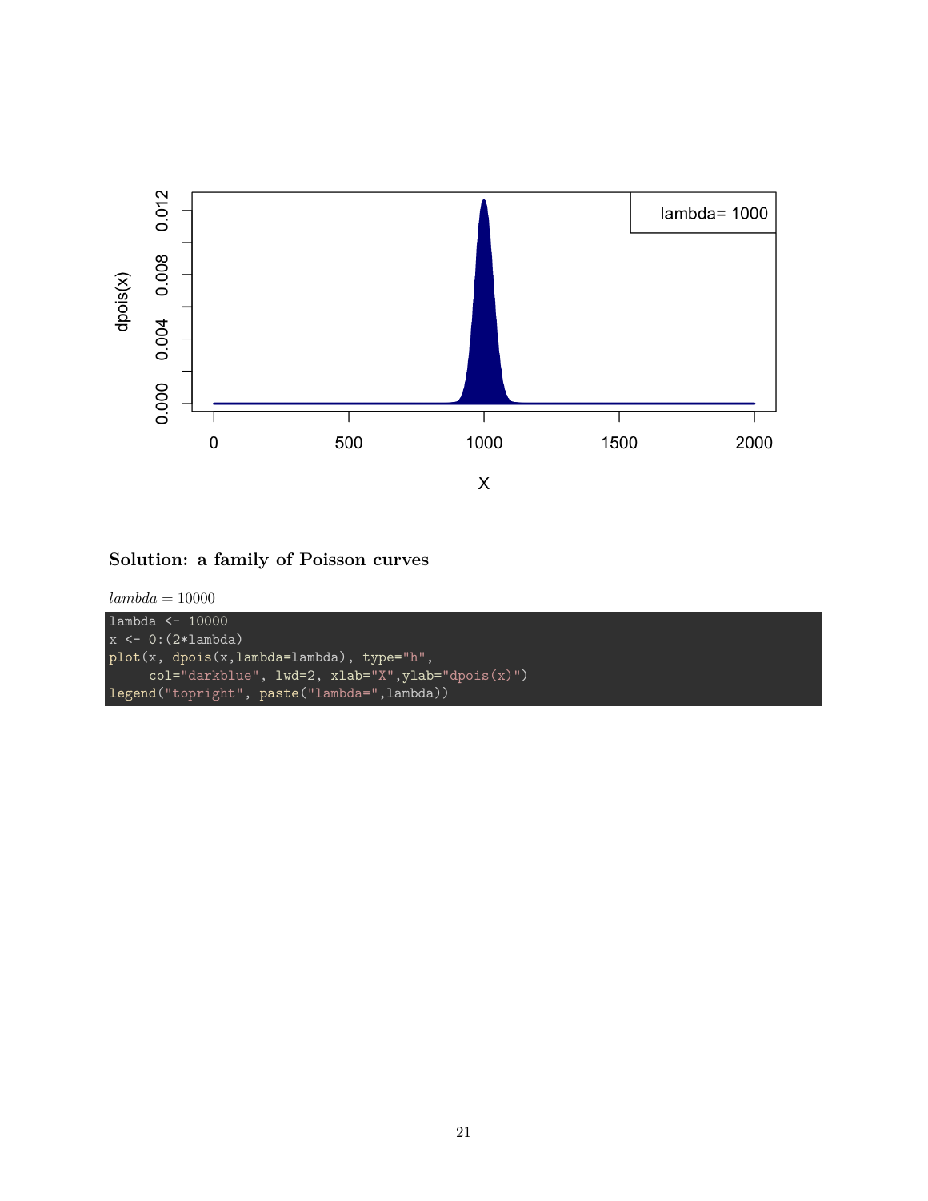### Solution: a family of Poisson curves

$lambda = 10000$

```
lambda <- 10000
x <- 0:(2*lambda)
plot(x, dpois(x,lambda=lambda), type="h",
     col="darkblue", lwd=2, xlab="X",ylab="dpois(x)")
legend("topright", paste("lambda=",lambda))
```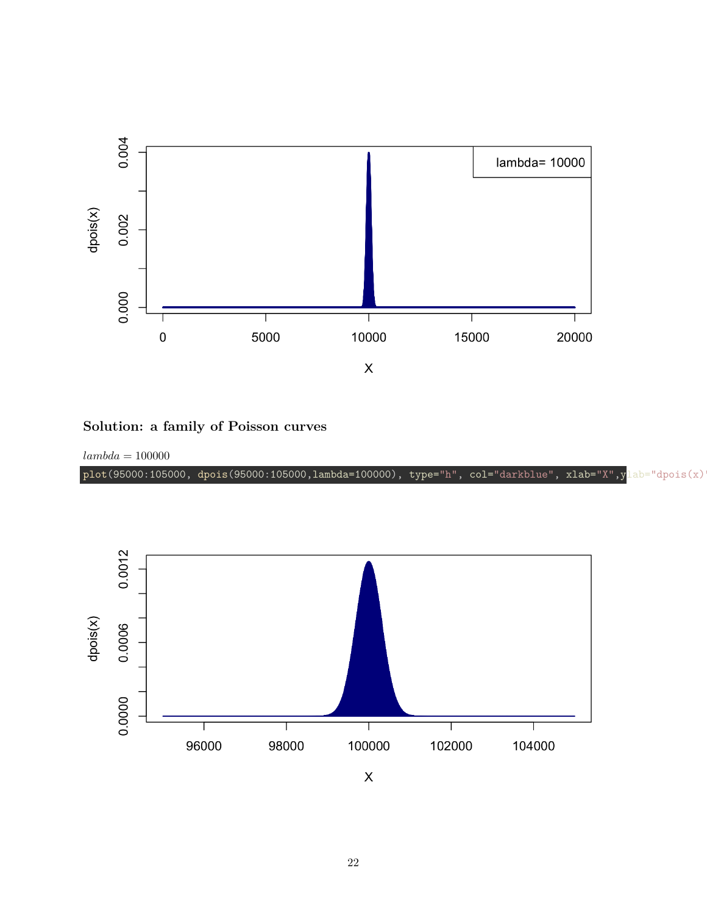**Solution: a family of Poisson curves**

$lambda = 100000$

```
plot(95000:105000, dpois(95000:105000,lambda=100000), type="h", col="darkblue", xlab="X",ylab="dpois(x)"
```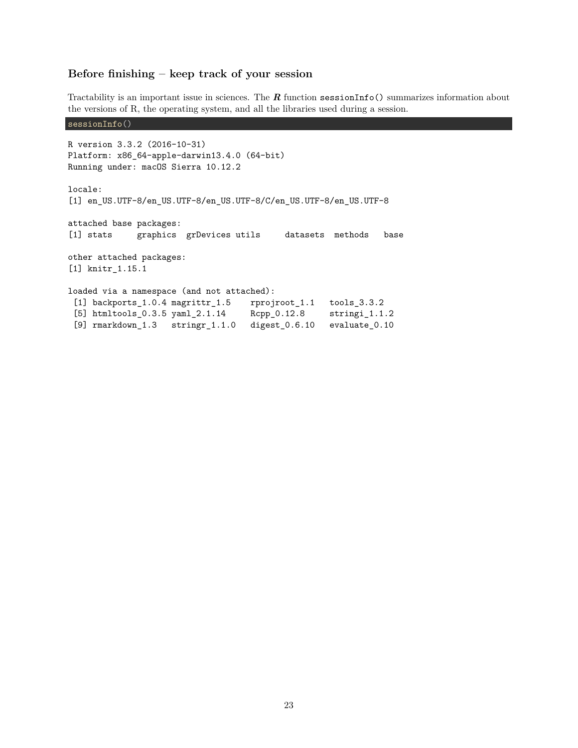### Before finishing – keep track of your session

Tractability is an important issue in sciences. The ***R*** function `sessionInfo()` summarizes information about the versions of R, the operating system, and all the libraries used during a session.

```
sessionInfo()
```

```
R version 3.3.2 (2016-10-31)
Platform: x86_64-apple-darwin13.4.0 (64-bit)
Running under: macOS Sierra 10.12.2

locale:
[1] en_US.UTF-8/en_US.UTF-8/en_US.UTF-8/C/en_US.UTF-8/en_US.UTF-8

attached base packages:
[1] stats     graphics  grDevices utils     datasets  methods   base

other attached packages:
[1] knitr_1.15.1

loaded via a namespace (and not attached):
 [1] backports_1.0.4 magrittr_1.5    rprojroot_1.1   tools_3.3.2
 [5] htmltools_0.3.5 yaml_2.1.14     Rcpp_0.12.8     stringi_1.1.2
 [9] rmarkdown_1.3   stringr_1.1.0   digest_0.6.10   evaluate_0.10
```